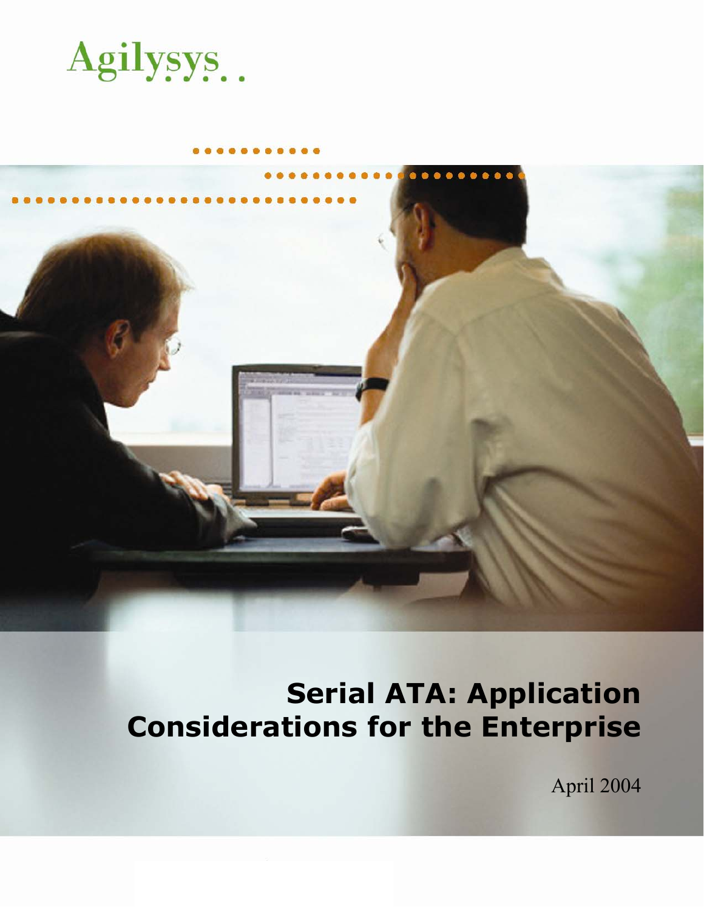Agilysys

# Serial ATA: Application Considerations for the Enterprise

April 2004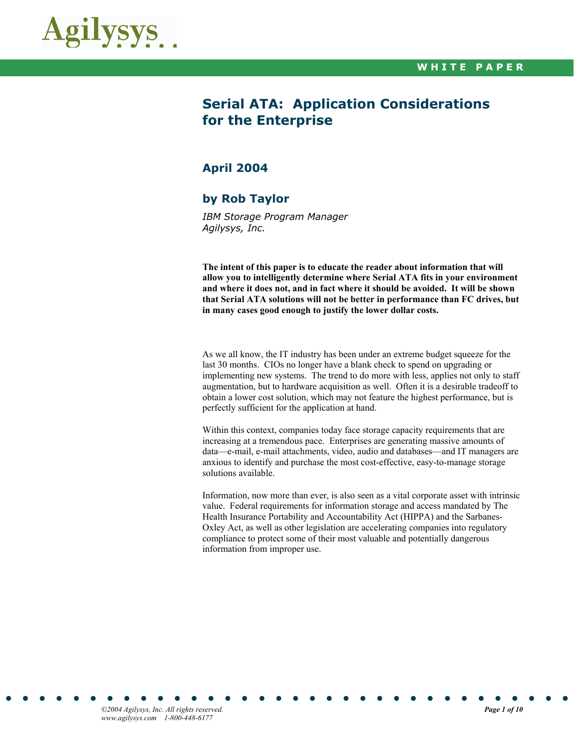Agilysys...

**WHITE PAPER**

# Serial ATA: Application Considerations for the Enterprise

## April 2004

## by Rob Taylor

*IBM Storage Program Manager*
*Agilysys, Inc.*

**The intent of this paper is to educate the reader about information that will allow you to intelligently determine where Serial ATA fits in your environment and where it does not, and in fact where it should be avoided. It will be shown that Serial ATA solutions will not be better in performance than FC drives, but in many cases good enough to justify the lower dollar costs.**

As we all know, the IT industry has been under an extreme budget squeeze for the last 30 months. CIOs no longer have a blank check to spend on upgrading or implementing new systems. The trend to do more with less, applies not only to staff augmentation, but to hardware acquisition as well. Often it is a desirable tradeoff to obtain a lower cost solution, which may not feature the highest performance, but is perfectly sufficient for the application at hand.

Within this context, companies today face storage capacity requirements that are increasing at a tremendous pace. Enterprises are generating massive amounts of data—e-mail, e-mail attachments, video, audio and databases—and IT managers are anxious to identify and purchase the most cost-effective, easy-to-manage storage solutions available.

Information, now more than ever, is also seen as a vital corporate asset with intrinsic value. Federal requirements for information storage and access mandated by The Health Insurance Portability and Accountability Act (HIPPA) and the Sarbanes-Oxley Act, as well as other legislation are accelerating companies into regulatory compliance to protect some of their most valuable and potentially dangerous information from improper use.

*©2004 Agilysys, Inc. All rights reserved.*
*www.agilysys.com 1-800-448-6177*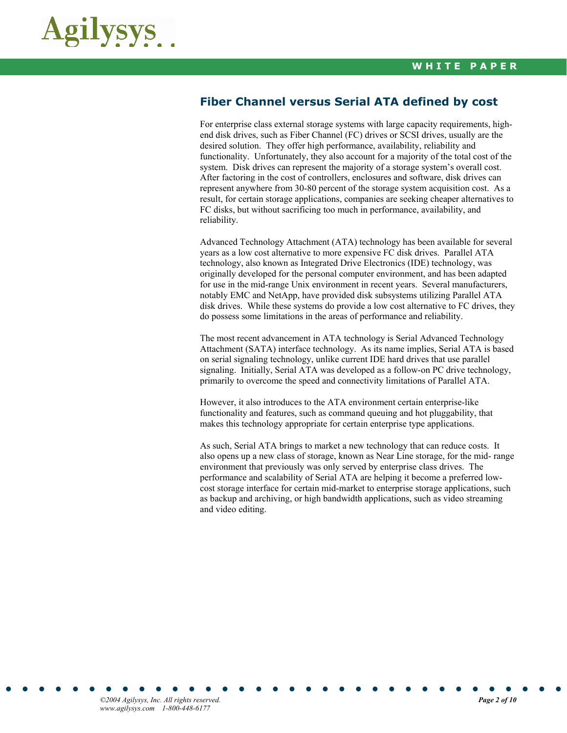## Fiber Channel versus Serial ATA defined by cost

For enterprise class external storage systems with large capacity requirements, high-end disk drives, such as Fiber Channel (FC) drives or SCSI drives, usually are the desired solution. They offer high performance, availability, reliability and functionality. Unfortunately, they also account for a majority of the total cost of the system. Disk drives can represent the majority of a storage system's overall cost. After factoring in the cost of controllers, enclosures and software, disk drives can represent anywhere from 30-80 percent of the storage system acquisition cost. As a result, for certain storage applications, companies are seeking cheaper alternatives to FC disks, but without sacrificing too much in performance, availability, and reliability.

Advanced Technology Attachment (ATA) technology has been available for several years as a low cost alternative to more expensive FC disk drives. Parallel ATA technology, also known as Integrated Drive Electronics (IDE) technology, was originally developed for the personal computer environment, and has been adapted for use in the mid-range Unix environment in recent years. Several manufacturers, notably EMC and NetApp, have provided disk subsystems utilizing Parallel ATA disk drives. While these systems do provide a low cost alternative to FC drives, they do possess some limitations in the areas of performance and reliability.

The most recent advancement in ATA technology is Serial Advanced Technology Attachment (SATA) interface technology. As its name implies, Serial ATA is based on serial signaling technology, unlike current IDE hard drives that use parallel signaling. Initially, Serial ATA was developed as a follow-on PC drive technology, primarily to overcome the speed and connectivity limitations of Parallel ATA.

However, it also introduces to the ATA environment certain enterprise-like functionality and features, such as command queuing and hot pluggability, that makes this technology appropriate for certain enterprise type applications.

As such, Serial ATA brings to market a new technology that can reduce costs. It also opens up a new class of storage, known as Near Line storage, for the mid- range environment that previously was only served by enterprise class drives. The performance and scalability of Serial ATA are helping it become a preferred low-cost storage interface for certain mid-market to enterprise storage applications, such as backup and archiving, or high bandwidth applications, such as video streaming and video editing.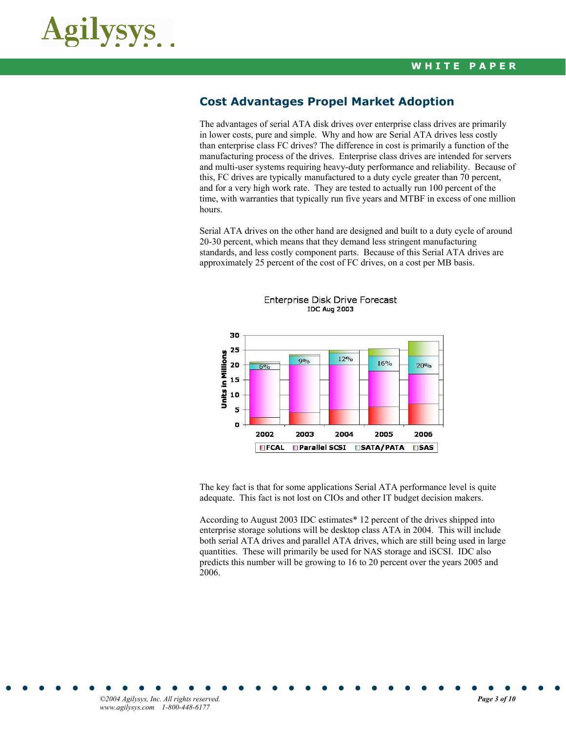## Cost Advantages Propel Market Adoption

The advantages of serial ATA disk drives over enterprise class drives are primarily in lower costs, pure and simple. Why and how are Serial ATA drives less costly than enterprise class FC drives? The difference in cost is primarily a function of the manufacturing process of the drives. Enterprise class drives are intended for servers and multi-user systems requiring heavy-duty performance and reliability. Because of this, FC drives are typically manufactured to a duty cycle greater than 70 percent, and for a very high work rate. They are tested to actually run 100 percent of the time, with warranties that typically run five years and MTBF in excess of one million hours.

Serial ATA drives on the other hand are designed and built to a duty cycle of around 20-30 percent, which means that they demand less stringent manufacturing standards, and less costly component parts. Because of this Serial ATA drives are approximately 25 percent of the cost of FC drives, on a cost per MB basis.

Enterprise Disk Drive Forecast
IDC Aug 2003

The key fact is that for some applications Serial ATA performance level is quite adequate. This fact is not lost on CIOs and other IT budget decision makers.

According to August 2003 IDC estimates* 12 percent of the drives shipped into enterprise storage solutions will be desktop class ATA in 2004. This will include both serial ATA drives and parallel ATA drives, which are still being used in large quantities. These will primarily be used for NAS storage and iSCSI. IDC also predicts this number will be growing to 16 to 20 percent over the years 2005 and 2006.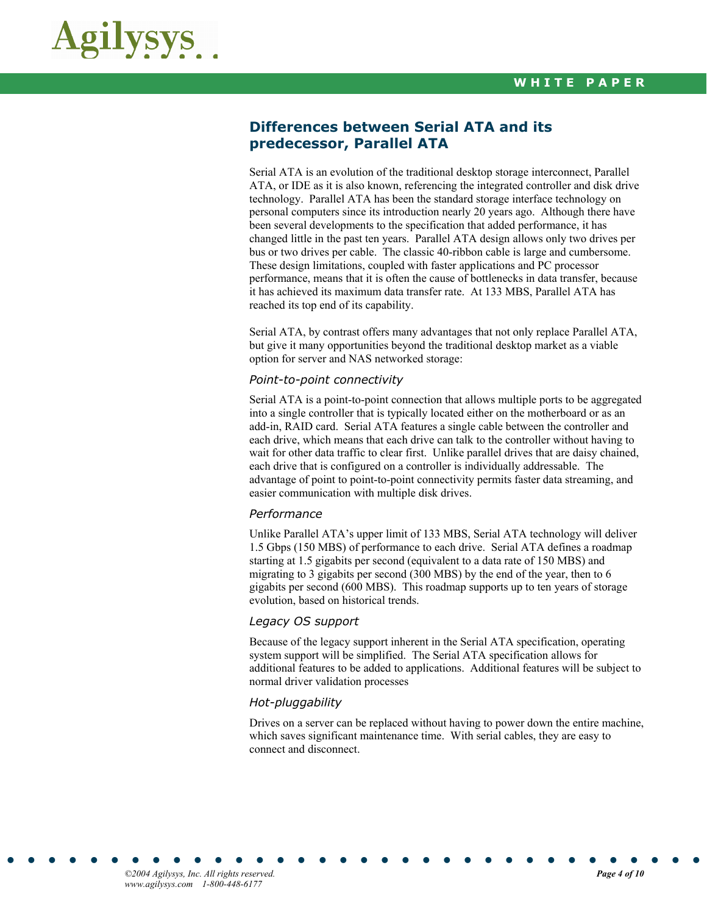## Differences between Serial ATA and its predecessor, Parallel ATA

Serial ATA is an evolution of the traditional desktop storage interconnect, Parallel ATA, or IDE as it is also known, referencing the integrated controller and disk drive technology. Parallel ATA has been the standard storage interface technology on personal computers since its introduction nearly 20 years ago. Although there have been several developments to the specification that added performance, it has changed little in the past ten years. Parallel ATA design allows only two drives per bus or two drives per cable. The classic 40-ribbon cable is large and cumbersome. These design limitations, coupled with faster applications and PC processor performance, means that it is often the cause of bottlenecks in data transfer, because it has achieved its maximum data transfer rate. At 133 MBS, Parallel ATA has reached its top end of its capability.

Serial ATA, by contrast offers many advantages that not only replace Parallel ATA, but give it many opportunities beyond the traditional desktop market as a viable option for server and NAS networked storage:

*Point-to-point connectivity*

Serial ATA is a point-to-point connection that allows multiple ports to be aggregated into a single controller that is typically located either on the motherboard or as an add-in, RAID card. Serial ATA features a single cable between the controller and each drive, which means that each drive can talk to the controller without having to wait for other data traffic to clear first. Unlike parallel drives that are daisy chained, each drive that is configured on a controller is individually addressable. The advantage of point to point-to-point connectivity permits faster data streaming, and easier communication with multiple disk drives.

*Performance*

Unlike Parallel ATA's upper limit of 133 MBS, Serial ATA technology will deliver 1.5 Gbps (150 MBS) of performance to each drive. Serial ATA defines a roadmap starting at 1.5 gigabits per second (equivalent to a data rate of 150 MBS) and migrating to 3 gigabits per second (300 MBS) by the end of the year, then to 6 gigabits per second (600 MBS). This roadmap supports up to ten years of storage evolution, based on historical trends.

*Legacy OS support*

Because of the legacy support inherent in the Serial ATA specification, operating system support will be simplified. The Serial ATA specification allows for additional features to be added to applications. Additional features will be subject to normal driver validation processes

*Hot-pluggability*

Drives on a server can be replaced without having to power down the entire machine, which saves significant maintenance time. With serial cables, they are easy to connect and disconnect.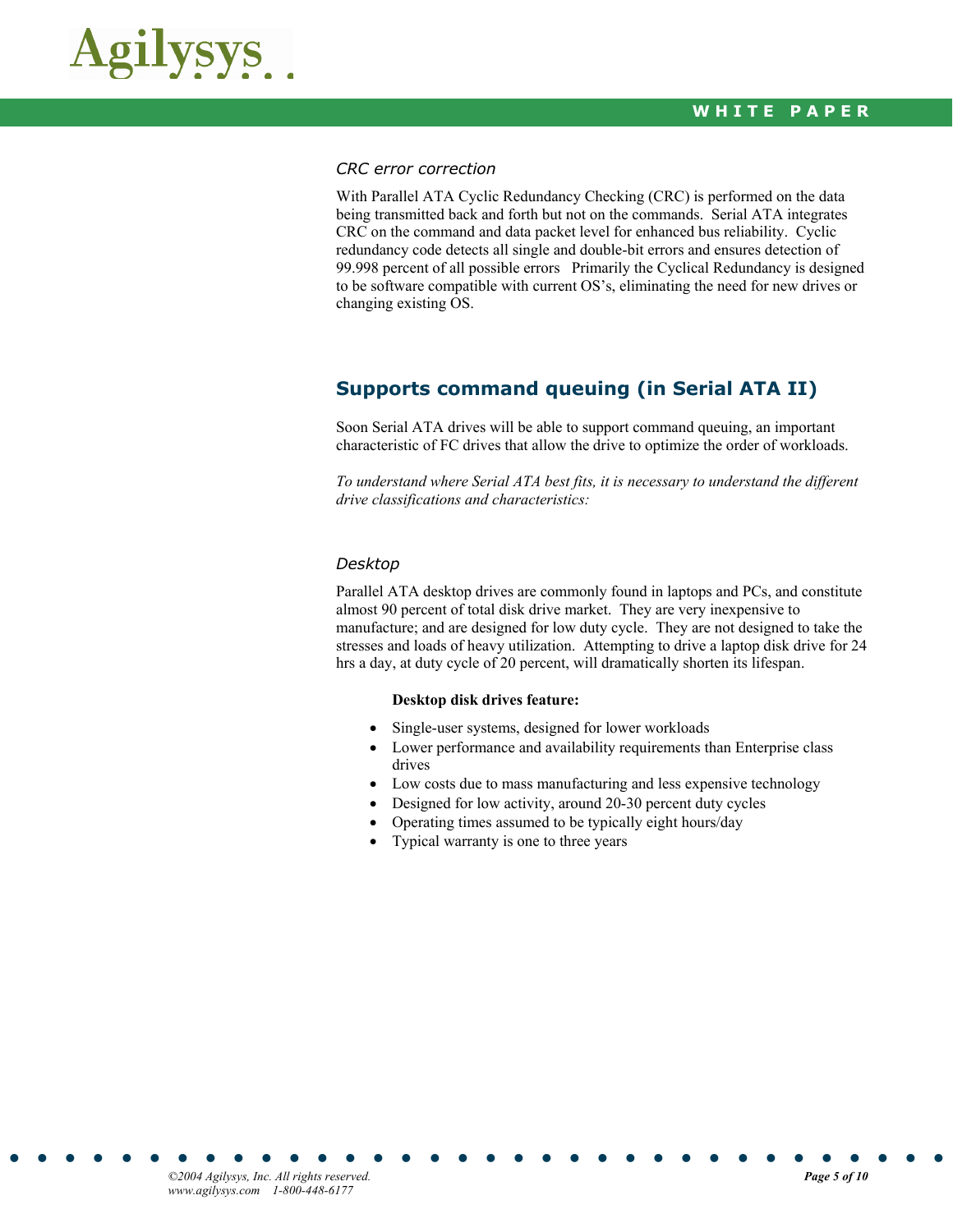*CRC error correction*

With Parallel ATA Cyclic Redundancy Checking (CRC) is performed on the data being transmitted back and forth but not on the commands. Serial ATA integrates CRC on the command and data packet level for enhanced bus reliability. Cyclic redundancy code detects all single and double-bit errors and ensures detection of 99.998 percent of all possible errors Primarily the Cyclical Redundancy is designed to be software compatible with current OS's, eliminating the need for new drives or changing existing OS.

## Supports command queuing (in Serial ATA II)

Soon Serial ATA drives will be able to support command queuing, an important characteristic of FC drives that allow the drive to optimize the order of workloads.

*To understand where Serial ATA best fits, it is necessary to understand the different drive classifications and characteristics:*

*Desktop*

Parallel ATA desktop drives are commonly found in laptops and PCs, and constitute almost 90 percent of total disk drive market. They are very inexpensive to manufacture; and are designed for low duty cycle. They are not designed to take the stresses and loads of heavy utilization. Attempting to drive a laptop disk drive for 24 hrs a day, at duty cycle of 20 percent, will dramatically shorten its lifespan.

**Desktop disk drives feature:**

- Single-user systems, designed for lower workloads
- Lower performance and availability requirements than Enterprise class drives
- Low costs due to mass manufacturing and less expensive technology
- Designed for low activity, around 20-30 percent duty cycles
- Operating times assumed to be typically eight hours/day
- Typical warranty is one to three years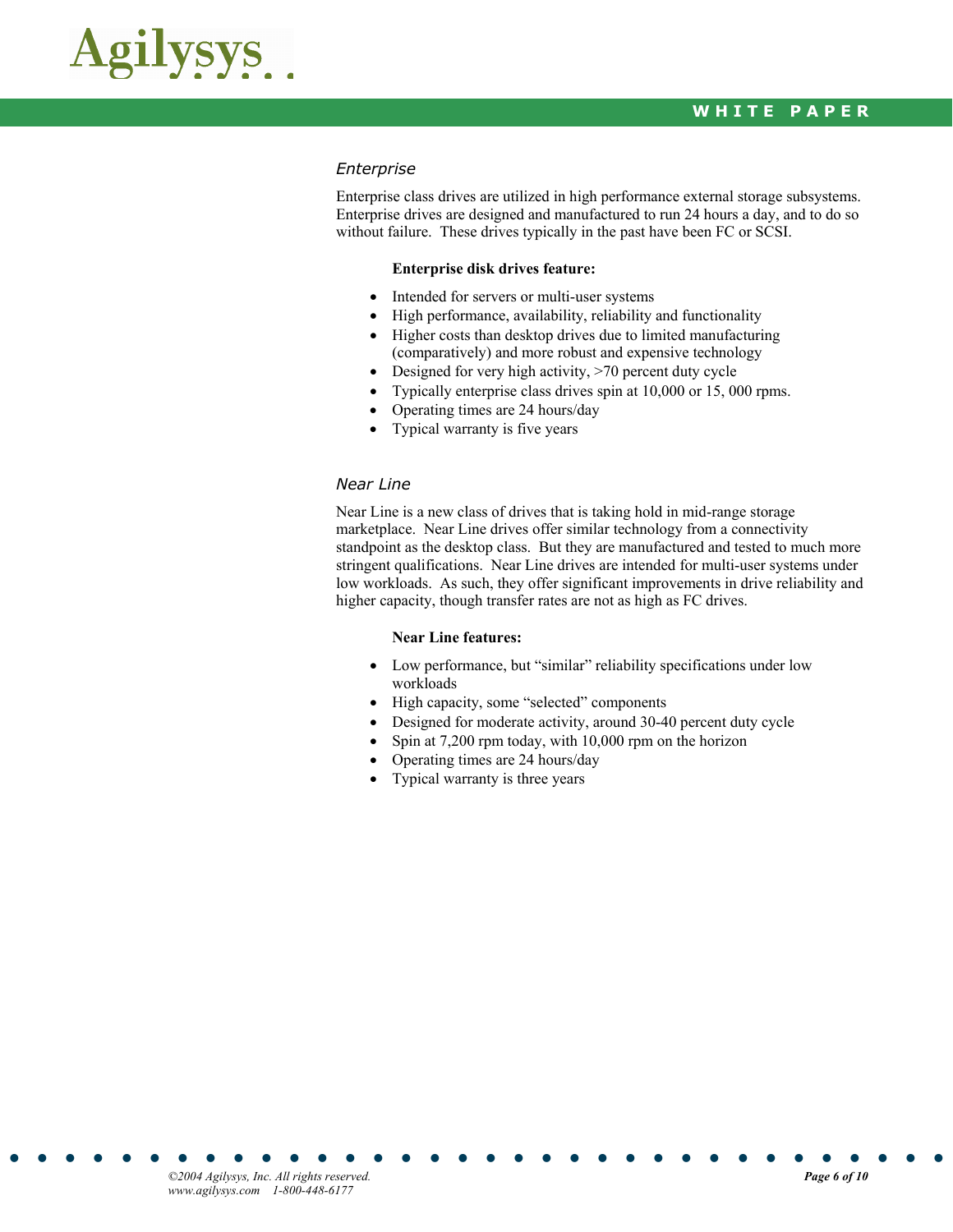### *Enterprise*

Enterprise class drives are utilized in high performance external storage subsystems. Enterprise drives are designed and manufactured to run 24 hours a day, and to do so without failure. These drives typically in the past have been FC or SCSI.

**Enterprise disk drives feature:**

- Intended for servers or multi-user systems
- High performance, availability, reliability and functionality
- Higher costs than desktop drives due to limited manufacturing (comparatively) and more robust and expensive technology
- Designed for very high activity, >70 percent duty cycle
- Typically enterprise class drives spin at 10,000 or 15, 000 rpms.
- Operating times are 24 hours/day
- Typical warranty is five years

### *Near Line*

Near Line is a new class of drives that is taking hold in mid-range storage marketplace. Near Line drives offer similar technology from a connectivity standpoint as the desktop class. But they are manufactured and tested to much more stringent qualifications. Near Line drives are intended for multi-user systems under low workloads. As such, they offer significant improvements in drive reliability and higher capacity, though transfer rates are not as high as FC drives.

**Near Line features:**

- Low performance, but "similar" reliability specifications under low workloads
- High capacity, some "selected" components
- Designed for moderate activity, around 30-40 percent duty cycle
- Spin at 7,200 rpm today, with 10,000 rpm on the horizon
- Operating times are 24 hours/day
- Typical warranty is three years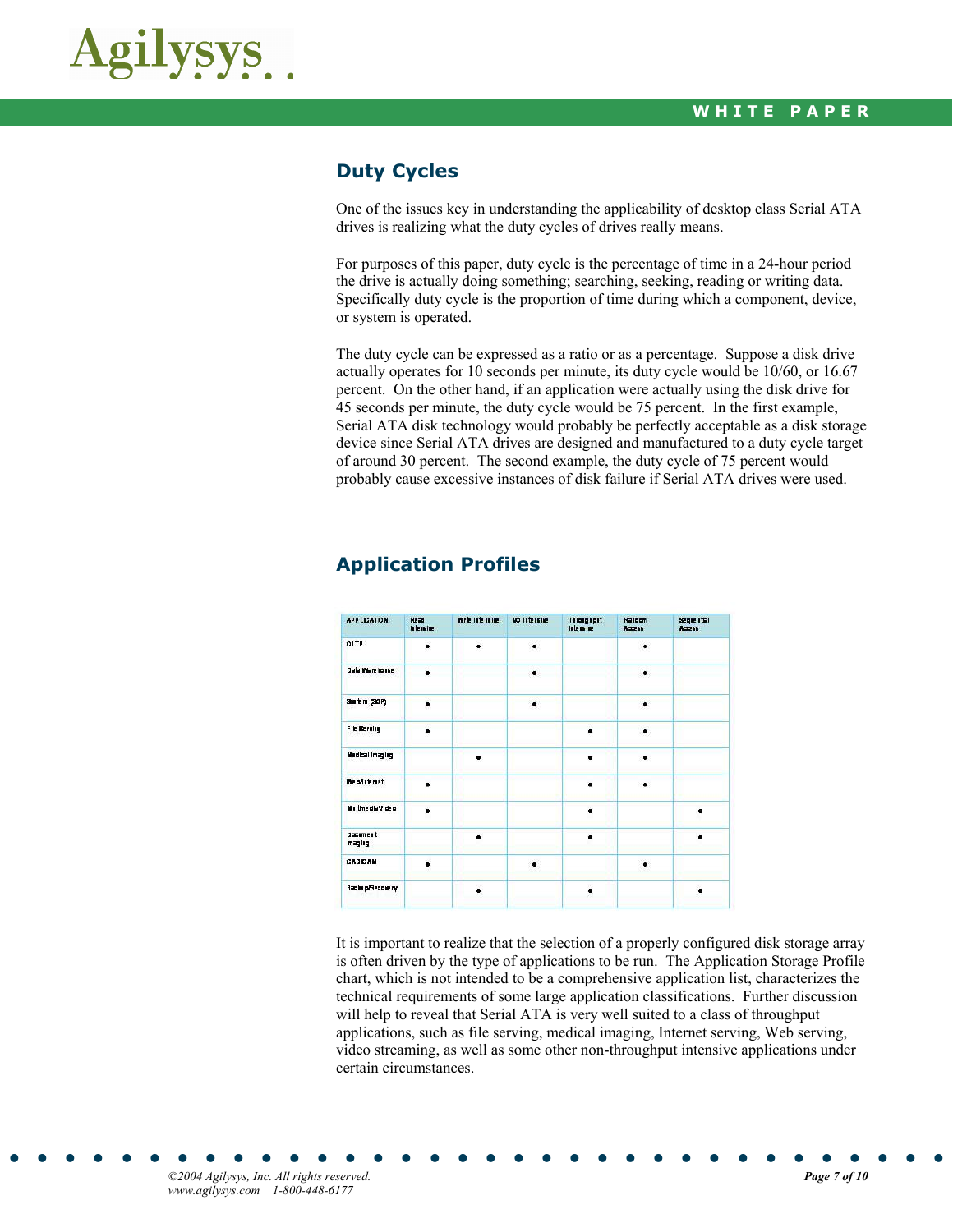## Duty Cycles

One of the issues key in understanding the applicability of desktop class Serial ATA drives is realizing what the duty cycles of drives really means.

For purposes of this paper, duty cycle is the percentage of time in a 24-hour period the drive is actually doing something; searching, seeking, reading or writing data. Specifically duty cycle is the proportion of time during which a component, device, or system is operated.

The duty cycle can be expressed as a ratio or as a percentage. Suppose a disk drive actually operates for 10 seconds per minute, its duty cycle would be 10/60, or 16.67 percent. On the other hand, if an application were actually using the disk drive for 45 seconds per minute, the duty cycle would be 75 percent. In the first example, Serial ATA disk technology would probably be perfectly acceptable as a disk storage device since Serial ATA drives are designed and manufactured to a duty cycle target of around 30 percent. The second example, the duty cycle of 75 percent would probably cause excessive instances of disk failure if Serial ATA drives were used.

## Application Profiles

| APPLICATION | Read Intensive | Write Intensive | I/O Intensive | Throughput Intensive | Random Access | Sequential Access |
|---|---|---|---|---|---|---|
| OLTP | • | • | • | | • | |
| Data Warehouse | • | | • | | • | |
| System (SOP) | • | | • | | • | |
| File Serving | • | | | • | • | |
| Medical Imaging | | • | | • | • | |
| Web/Internet | • | | | • | • | |
| Multimedia/Video | • | | | • | | • |
| Document Imaging | | • | | • | | • |
| CAD/CAM | • | | • | | • | |
| Backup/Recovery | | • | | • | | • |

It is important to realize that the selection of a properly configured disk storage array is often driven by the type of applications to be run. The Application Storage Profile chart, which is not intended to be a comprehensive application list, characterizes the technical requirements of some large application classifications. Further discussion will help to reveal that Serial ATA is very well suited to a class of throughput applications, such as file serving, medical imaging, Internet serving, Web serving, video streaming, as well as some other non-throughput intensive applications under certain circumstances.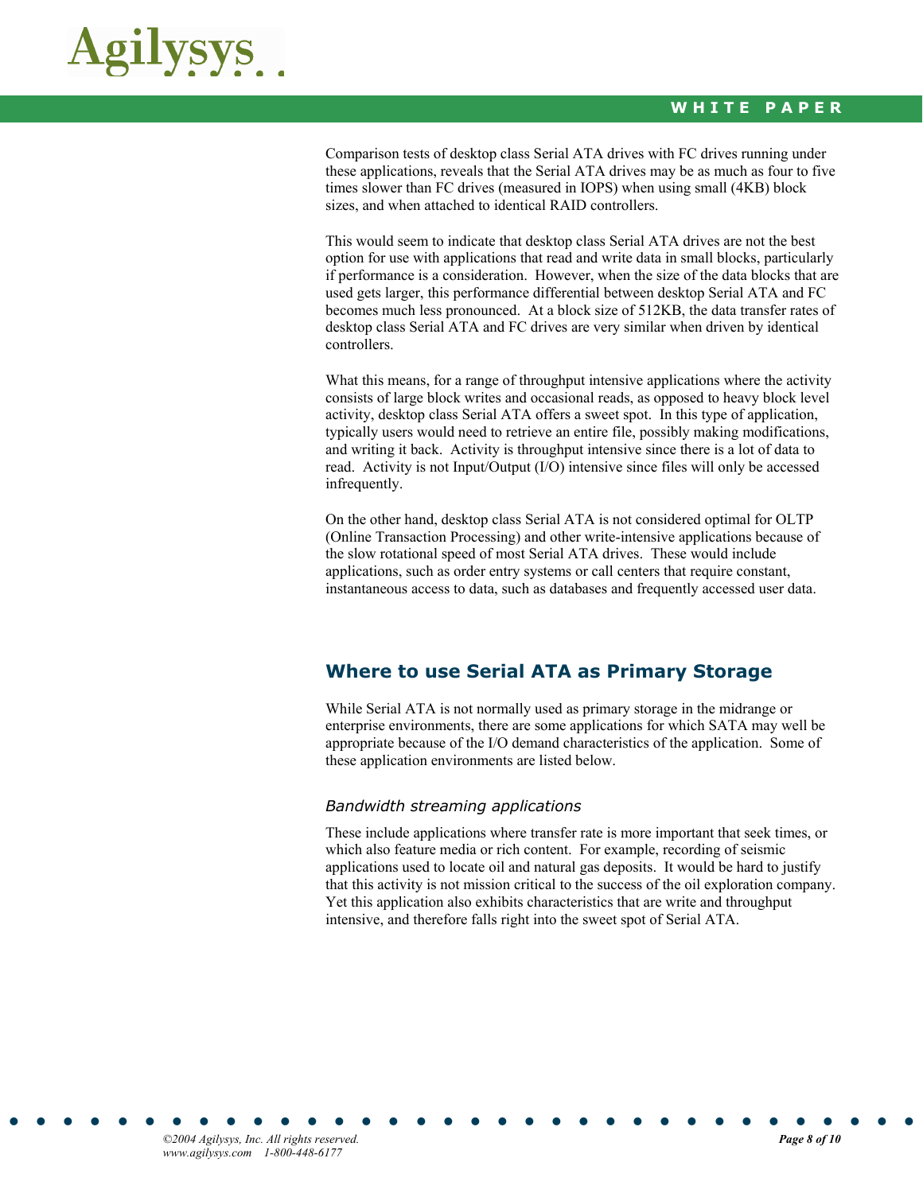Comparison tests of desktop class Serial ATA drives with FC drives running under these applications, reveals that the Serial ATA drives may be as much as four to five times slower than FC drives (measured in IOPS) when using small (4KB) block sizes, and when attached to identical RAID controllers.

This would seem to indicate that desktop class Serial ATA drives are not the best option for use with applications that read and write data in small blocks, particularly if performance is a consideration. However, when the size of the data blocks that are used gets larger, this performance differential between desktop Serial ATA and FC becomes much less pronounced. At a block size of 512KB, the data transfer rates of desktop class Serial ATA and FC drives are very similar when driven by identical controllers.

What this means, for a range of throughput intensive applications where the activity consists of large block writes and occasional reads, as opposed to heavy block level activity, desktop class Serial ATA offers a sweet spot. In this type of application, typically users would need to retrieve an entire file, possibly making modifications, and writing it back. Activity is throughput intensive since there is a lot of data to read. Activity is not Input/Output (I/O) intensive since files will only be accessed infrequently.

On the other hand, desktop class Serial ATA is not considered optimal for OLTP (Online Transaction Processing) and other write-intensive applications because of the slow rotational speed of most Serial ATA drives. These would include applications, such as order entry systems or call centers that require constant, instantaneous access to data, such as databases and frequently accessed user data.

## Where to use Serial ATA as Primary Storage

While Serial ATA is not normally used as primary storage in the midrange or enterprise environments, there are some applications for which SATA may well be appropriate because of the I/O demand characteristics of the application. Some of these application environments are listed below.

### *Bandwidth streaming applications*

These include applications where transfer rate is more important that seek times, or which also feature media or rich content. For example, recording of seismic applications used to locate oil and natural gas deposits. It would be hard to justify that this activity is not mission critical to the success of the oil exploration company. Yet this application also exhibits characteristics that are write and throughput intensive, and therefore falls right into the sweet spot of Serial ATA.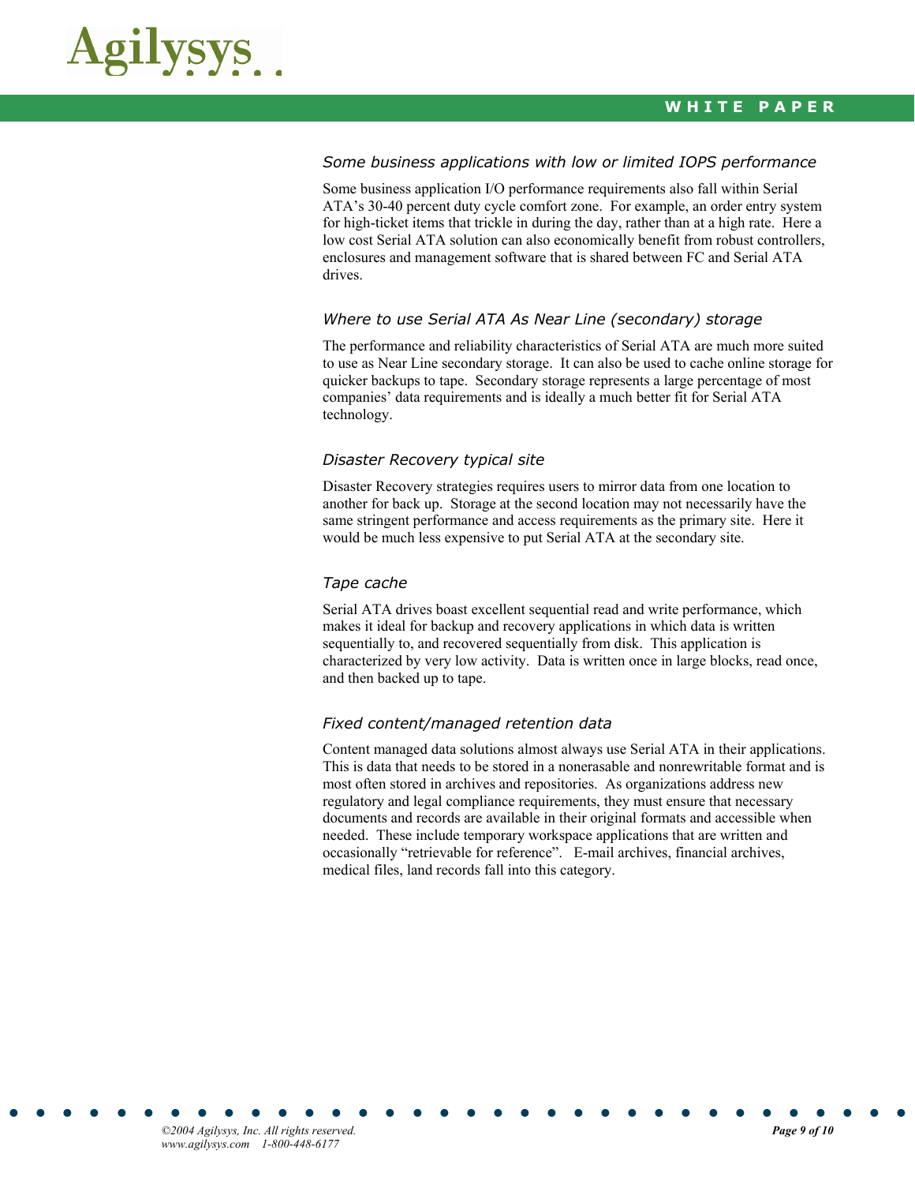### *Some business applications with low or limited IOPS performance*

Some business application I/O performance requirements also fall within Serial ATA's 30-40 percent duty cycle comfort zone. For example, an order entry system for high-ticket items that trickle in during the day, rather than at a high rate. Here a low cost Serial ATA solution can also economically benefit from robust controllers, enclosures and management software that is shared between FC and Serial ATA drives.

### *Where to use Serial ATA As Near Line (secondary) storage*

The performance and reliability characteristics of Serial ATA are much more suited to use as Near Line secondary storage. It can also be used to cache online storage for quicker backups to tape. Secondary storage represents a large percentage of most companies' data requirements and is ideally a much better fit for Serial ATA technology.

### *Disaster Recovery typical site*

Disaster Recovery strategies requires users to mirror data from one location to another for back up. Storage at the second location may not necessarily have the same stringent performance and access requirements as the primary site. Here it would be much less expensive to put Serial ATA at the secondary site.

### *Tape cache*

Serial ATA drives boast excellent sequential read and write performance, which makes it ideal for backup and recovery applications in which data is written sequentially to, and recovered sequentially from disk. This application is characterized by very low activity. Data is written once in large blocks, read once, and then backed up to tape.

### *Fixed content/managed retention data*

Content managed data solutions almost always use Serial ATA in their applications. This is data that needs to be stored in a nonerasable and nonrewritable format and is most often stored in archives and repositories. As organizations address new regulatory and legal compliance requirements, they must ensure that necessary documents and records are available in their original formats and accessible when needed. These include temporary workspace applications that are written and occasionally "retrievable for reference". E-mail archives, financial archives, medical files, land records fall into this category.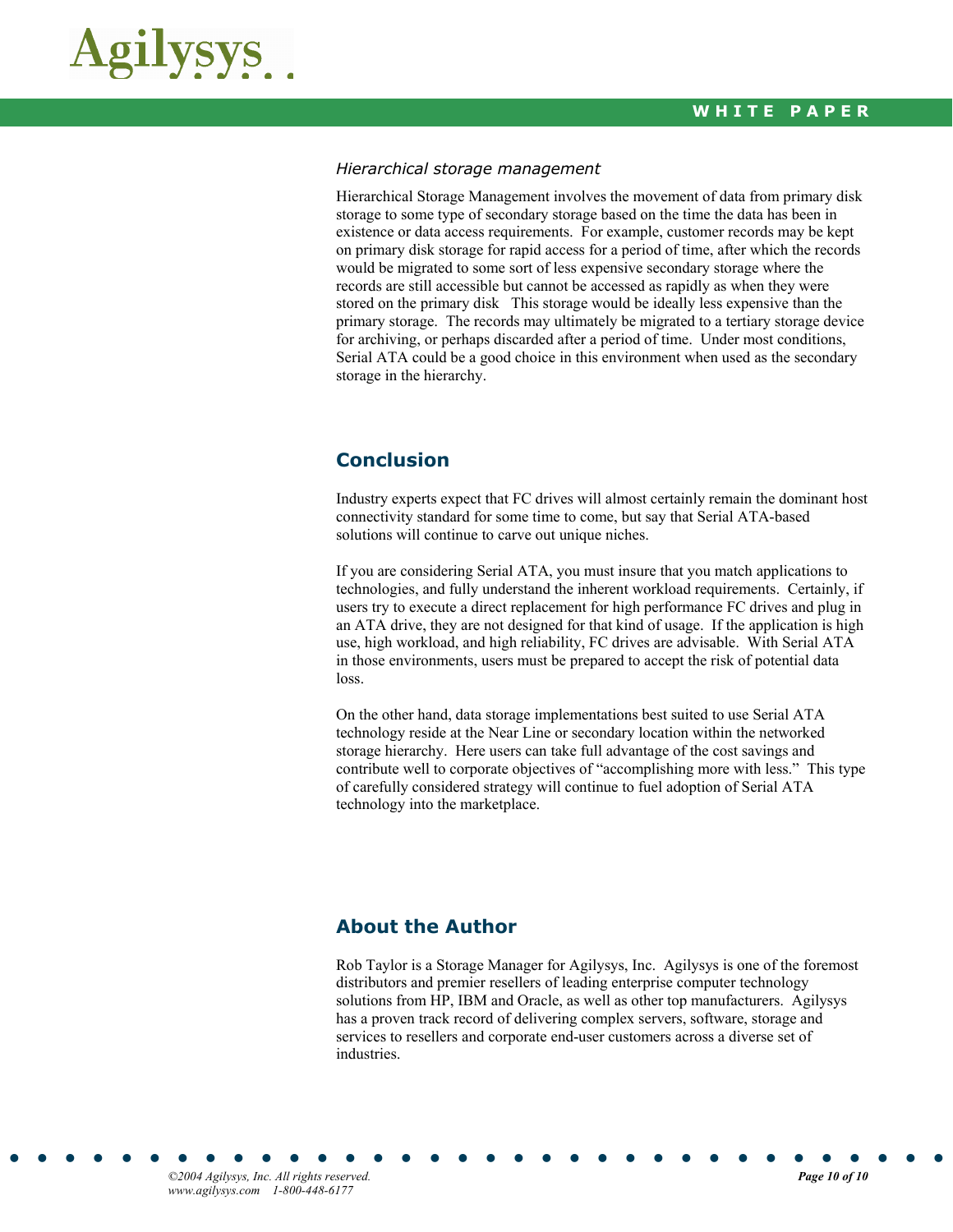### *Hierarchical storage management*

Hierarchical Storage Management involves the movement of data from primary disk storage to some type of secondary storage based on the time the data has been in existence or data access requirements. For example, customer records may be kept on primary disk storage for rapid access for a period of time, after which the records would be migrated to some sort of less expensive secondary storage where the records are still accessible but cannot be accessed as rapidly as when they were stored on the primary disk This storage would be ideally less expensive than the primary storage. The records may ultimately be migrated to a tertiary storage device for archiving, or perhaps discarded after a period of time. Under most conditions, Serial ATA could be a good choice in this environment when used as the secondary storage in the hierarchy.

## Conclusion

Industry experts expect that FC drives will almost certainly remain the dominant host connectivity standard for some time to come, but say that Serial ATA-based solutions will continue to carve out unique niches.

If you are considering Serial ATA, you must insure that you match applications to technologies, and fully understand the inherent workload requirements. Certainly, if users try to execute a direct replacement for high performance FC drives and plug in an ATA drive, they are not designed for that kind of usage. If the application is high use, high workload, and high reliability, FC drives are advisable. With Serial ATA in those environments, users must be prepared to accept the risk of potential data loss.

On the other hand, data storage implementations best suited to use Serial ATA technology reside at the Near Line or secondary location within the networked storage hierarchy. Here users can take full advantage of the cost savings and contribute well to corporate objectives of "accomplishing more with less." This type of carefully considered strategy will continue to fuel adoption of Serial ATA technology into the marketplace.

## About the Author

Rob Taylor is a Storage Manager for Agilysys, Inc. Agilysys is one of the foremost distributors and premier resellers of leading enterprise computer technology solutions from HP, IBM and Oracle, as well as other top manufacturers. Agilysys has a proven track record of delivering complex servers, software, storage and services to resellers and corporate end-user customers across a diverse set of industries.